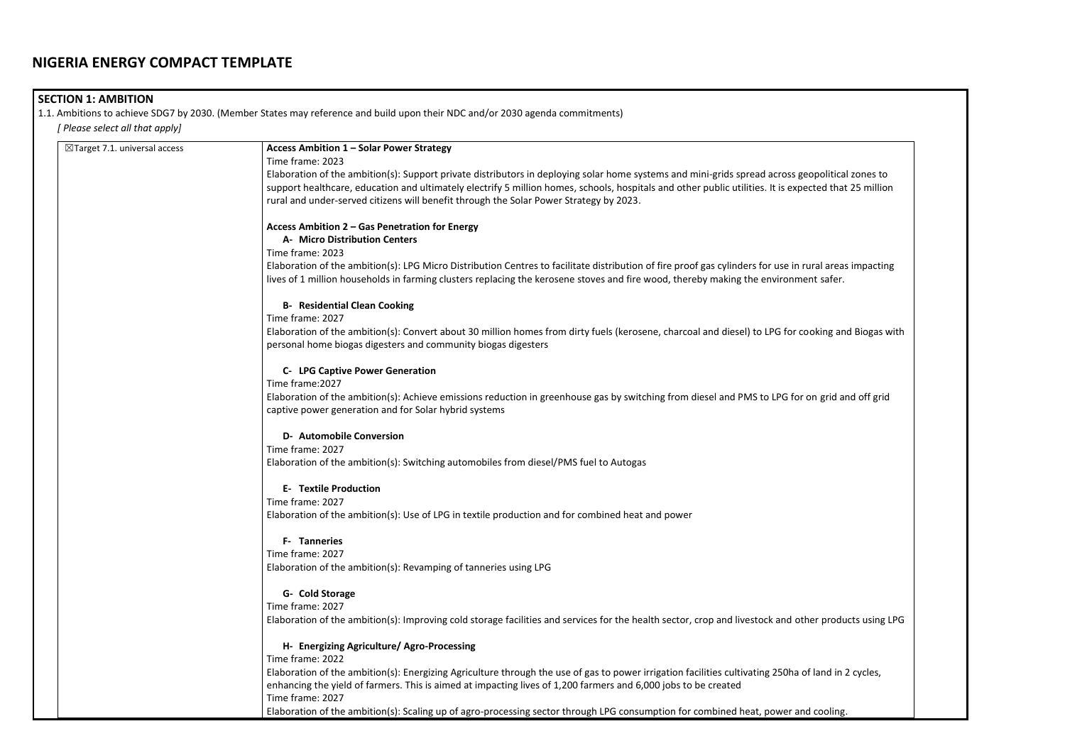# NIGERIA ENERGY COMPACT TEMPLATE

## SECTION 1: AMBITION

1.1. Ambitions to achieve SDG7 by 2030. (Member States may reference and build upon their NDC and/or 2030 agenda commitments)

*[ Please select all that apply]*

| | |
|---|---|
| ☒Target 7.1. universal access | **Access Ambition 1 – Solar Power Strategy**<br>Time frame: 2023<br>Elaboration of the ambition(s): Support private distributors in deploying solar home systems and mini-grids spread across geopolitical zones to support healthcare, education and ultimately electrify 5 million homes, schools, hospitals and other public utilities. It is expected that 25 million rural and under-served citizens will benefit through the Solar Power Strategy by 2023.<br><br>**Access Ambition 2 – Gas Penetration for Energy**<br>**A- Micro Distribution Centers**<br>Time frame: 2023<br>Elaboration of the ambition(s): LPG Micro Distribution Centres to facilitate distribution of fire proof gas cylinders for use in rural areas impacting lives of 1 million households in farming clusters replacing the kerosene stoves and fire wood, thereby making the environment safer.<br><br>**B- Residential Clean Cooking**<br>Time frame: 2027<br>Elaboration of the ambition(s): Convert about 30 million homes from dirty fuels (kerosene, charcoal and diesel) to LPG for cooking and Biogas with personal home biogas digesters and community biogas digesters<br><br>**C- LPG Captive Power Generation**<br>Time frame:2027<br>Elaboration of the ambition(s): Achieve emissions reduction in greenhouse gas by switching from diesel and PMS to LPG for on grid and off grid captive power generation and for Solar hybrid systems<br><br>**D- Automobile Conversion**<br>Time frame: 2027<br>Elaboration of the ambition(s): Switching automobiles from diesel/PMS fuel to Autogas<br><br>**E- Textile Production**<br>Time frame: 2027<br>Elaboration of the ambition(s): Use of LPG in textile production and for combined heat and power<br><br>**F- Tanneries**<br>Time frame: 2027<br>Elaboration of the ambition(s): Revamping of tanneries using LPG<br><br>**G- Cold Storage**<br>Time frame: 2027<br>Elaboration of the ambition(s): Improving cold storage facilities and services for the health sector, crop and livestock and other products using LPG<br><br>**H- Energizing Agriculture/ Agro-Processing**<br>Time frame: 2022<br>Elaboration of the ambition(s): Energizing Agriculture through the use of gas to power irrigation facilities cultivating 250ha of land in 2 cycles, enhancing the yield of farmers. This is aimed at impacting lives of 1,200 farmers and 6,000 jobs to be created<br>Time frame: 2027<br>Elaboration of the ambition(s): Scaling up of agro-processing sector through LPG consumption for combined heat, power and cooling. |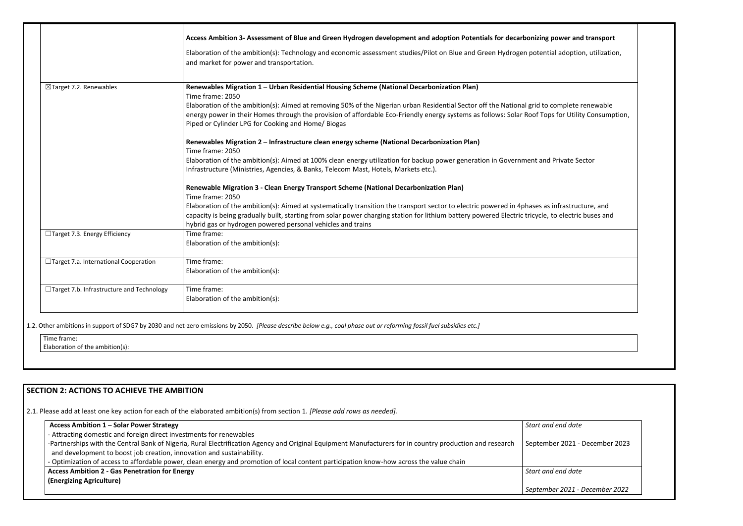| | |
|---|---|
| | **Access Ambition 3- Assessment of Blue and Green Hydrogen development and adoption Potentials for decarbonizing power and transport**<br><br>Elaboration of the ambition(s): Technology and economic assessment studies/Pilot on Blue and Green Hydrogen potential adoption, utilization, and market for power and transportation. |
| ☒Target 7.2. Renewables | **Renewables Migration 1 – Urban Residential Housing Scheme (National Decarbonization Plan)**<br>Time frame: 2050<br>Elaboration of the ambition(s): Aimed at removing 50% of the Nigerian urban Residential Sector off the National grid to complete renewable energy power in their Homes through the provision of affordable Eco-Friendly energy systems as follows: Solar Roof Tops for Utility Consumption, Piped or Cylinder LPG for Cooking and Home/ Biogas<br><br>**Renewables Migration 2 – Infrastructure clean energy scheme (National Decarbonization Plan)**<br>Time frame: 2050<br>Elaboration of the ambition(s): Aimed at 100% clean energy utilization for backup power generation in Government and Private Sector Infrastructure (Ministries, Agencies, & Banks, Telecom Mast, Hotels, Markets etc.).<br><br>**Renewable Migration 3 - Clean Energy Transport Scheme (National Decarbonization Plan)**<br>Time frame: 2050<br>Elaboration of the ambition(s): Aimed at systematically transition the transport sector to electric powered in 4phases as infrastructure, and capacity is being gradually built, starting from solar power charging station for lithium battery powered Electric tricycle, to electric buses and hybrid gas or hydrogen powered personal vehicles and trains |
| ☐Target 7.3. Energy Efficiency | Time frame:<br>Elaboration of the ambition(s): |
| ☐Target 7.a. International Cooperation | Time frame:<br>Elaboration of the ambition(s): |
| ☐Target 7.b. Infrastructure and Technology | Time frame:<br>Elaboration of the ambition(s): |

1.2. Other ambitions in support of SDG7 by 2030 and net-zero emissions by 2050. *[Please describe below e.g., coal phase out or reforming fossil fuel subsidies etc.]*

| |
|---|
| Time frame:<br>Elaboration of the ambition(s): |

## SECTION 2: ACTIONS TO ACHIEVE THE AMBITION

2.1. Please add at least one key action for each of the elaborated ambition(s) from section 1. *[Please add rows as needed].*

| | |
|---|---|
| **Access Ambition 1 – Solar Power Strategy**<br>- Attracting domestic and foreign direct investments for renewables<br>-Partnerships with the Central Bank of Nigeria, Rural Electrification Agency and Original Equipment Manufacturers for in country production and research and development to boost job creation, innovation and sustainability.<br>- Optimization of access to affordable power, clean energy and promotion of local content participation know-how across the value chain | *Start and end date*<br><br>September 2021 - December 2023 |
| **Access Ambition 2 - Gas Penetration for Energy (Energizing Agriculture)** | *Start and end date*<br><br>*September 2021 - December 2022* |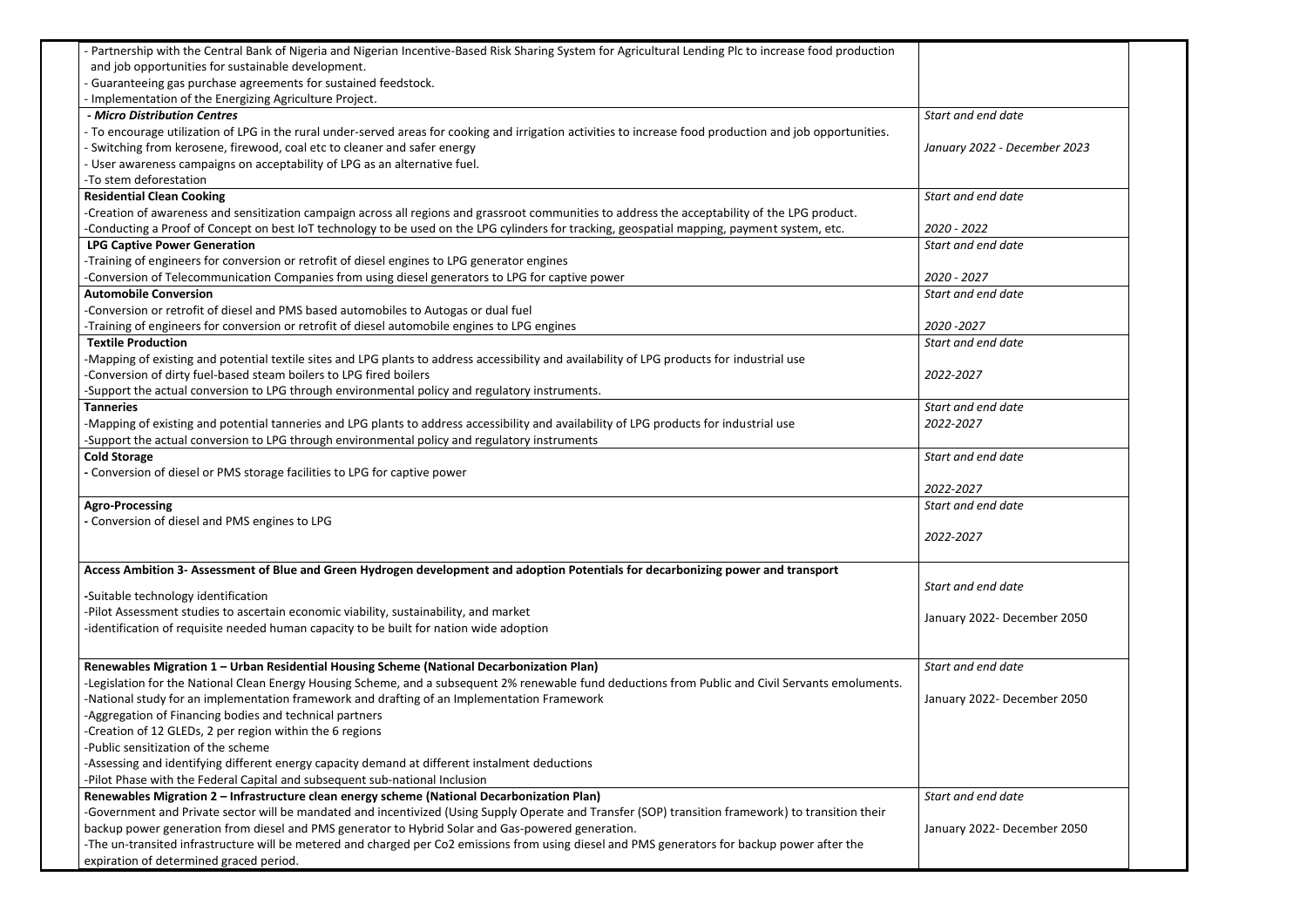| | |
|---|---|
| - Partnership with the Central Bank of Nigeria and Nigerian Incentive-Based Risk Sharing System for Agricultural Lending Plc to increase food production and job opportunities for sustainable development.<br>- Guaranteeing gas purchase agreements for sustained feedstock.<br>- Implementation of the Energizing Agriculture Project. | |
| ***- Micro Distribution Centres***<br>- To encourage utilization of LPG in the rural under-served areas for cooking and irrigation activities to increase food production and job opportunities.<br>- Switching from kerosene, firewood, coal etc to cleaner and safer energy<br>- User awareness campaigns on acceptability of LPG as an alternative fuel.<br>-To stem deforestation | *Start and end date*<br><br>*January 2022 - December 2023* |
| **Residential Clean Cooking**<br>-Creation of awareness and sensitization campaign across all regions and grassroot communities to address the acceptability of the LPG product.<br>-Conducting a Proof of Concept on best IoT technology to be used on the LPG cylinders for tracking, geospatial mapping, payment system, etc. | *Start and end date*<br><br>*2020 - 2022* |
| **LPG Captive Power Generation**<br>-Training of engineers for conversion or retrofit of diesel engines to LPG generator engines<br>-Conversion of Telecommunication Companies from using diesel generators to LPG for captive power | *Start and end date*<br><br>*2020 - 2027* |
| **Automobile Conversion**<br>-Conversion or retrofit of diesel and PMS based automobiles to Autogas or dual fuel<br>-Training of engineers for conversion or retrofit of diesel automobile engines to LPG engines | *Start and end date*<br><br>*2020 -2027* |
| **Textile Production**<br>-Mapping of existing and potential textile sites and LPG plants to address accessibility and availability of LPG products for industrial use<br>-Conversion of dirty fuel-based steam boilers to LPG fired boilers<br>-Support the actual conversion to LPG through environmental policy and regulatory instruments. | *Start and end date*<br><br>*2022-2027* |
| **Tanneries**<br>-Mapping of existing and potential tanneries and LPG plants to address accessibility and availability of LPG products for industrial use<br>-Support the actual conversion to LPG through environmental policy and regulatory instruments | *Start and end date*<br>*2022-2027* |
| **Cold Storage**<br>- Conversion of diesel or PMS storage facilities to LPG for captive power | *Start and end date*<br><br>*2022-2027* |
| **Agro-Processing**<br>- Conversion of diesel and PMS engines to LPG | *Start and end date*<br><br>*2022-2027* |
| **Access Ambition 3- Assessment of Blue and Green Hydrogen development and adoption Potentials for decarbonizing power and transport**<br><br>-Suitable technology identification<br>-Pilot Assessment studies to ascertain economic viability, sustainability, and market<br>-identification of requisite needed human capacity to be built for nation wide adoption | *Start and end date*<br><br>January 2022- December 2050 |
| **Renewables Migration 1 – Urban Residential Housing Scheme (National Decarbonization Plan)**<br>-Legislation for the National Clean Energy Housing Scheme, and a subsequent 2% renewable fund deductions from Public and Civil Servants emoluments.<br>-National study for an implementation framework and drafting of an Implementation Framework<br>-Aggregation of Financing bodies and technical partners<br>-Creation of 12 GLEDs, 2 per region within the 6 regions<br>-Public sensitization of the scheme<br>-Assessing and identifying different energy capacity demand at different instalment deductions<br>-Pilot Phase with the Federal Capital and subsequent sub-national Inclusion | *Start and end date*<br><br>January 2022- December 2050 |
| **Renewables Migration 2 – Infrastructure clean energy scheme (National Decarbonization Plan)**<br>-Government and Private sector will be mandated and incentivized (Using Supply Operate and Transfer (SOP) transition framework) to transition their backup power generation from diesel and PMS generator to Hybrid Solar and Gas-powered generation.<br>-The un-transited infrastructure will be metered and charged per Co2 emissions from using diesel and PMS generators for backup power after the expiration of determined graced period. | *Start and end date*<br><br>January 2022- December 2050 |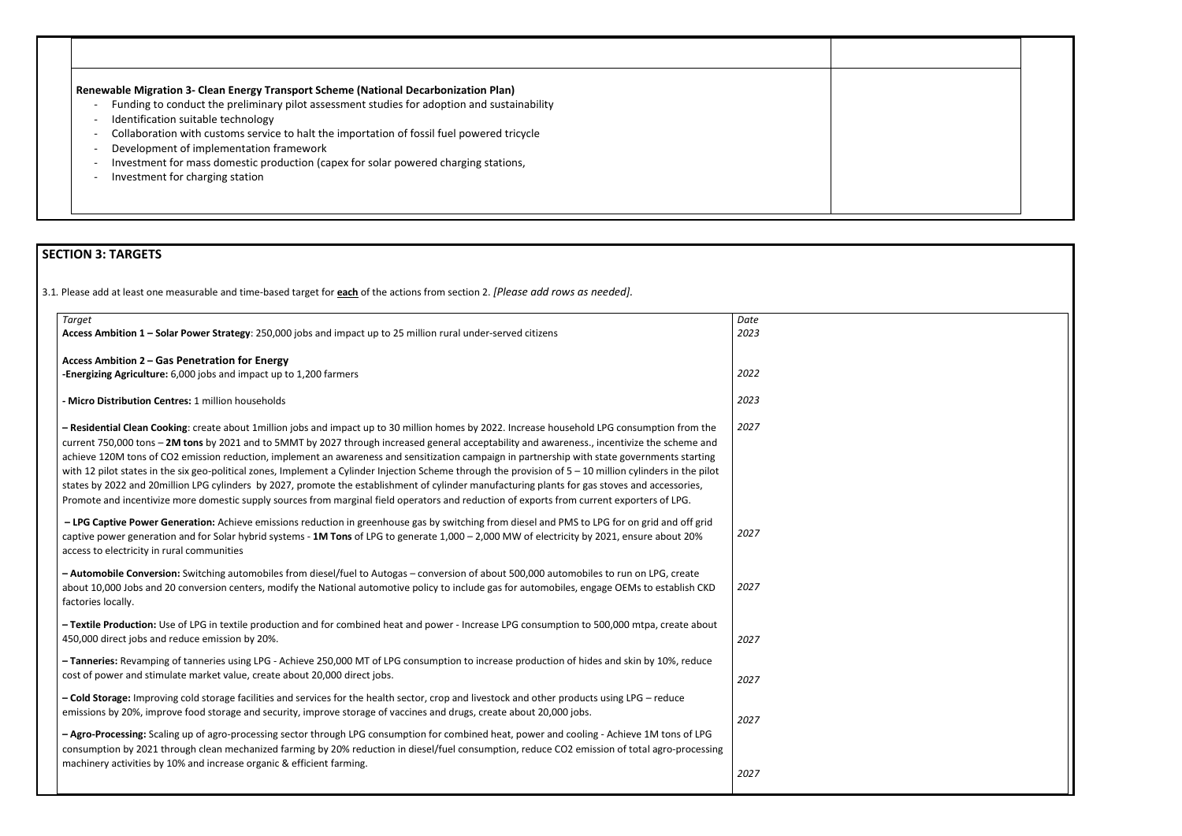| | |
|---|---|
| **Renewable Migration 3- Clean Energy Transport Scheme (National Decarbonization Plan)**<br>- Funding to conduct the preliminary pilot assessment studies for adoption and sustainability<br>- Identification suitable technology<br>- Collaboration with customs service to halt the importation of fossil fuel powered tricycle<br>- Development of implementation framework<br>- Investment for mass domestic production (capex for solar powered charging stations,<br>- Investment for charging station | |

## SECTION 3: TARGETS

3.1. Please add at least one measurable and time-based target for **each** of the actions from section 2. *[Please add rows as needed].*

| *Target* | *Date* |
|---|---|
| **Access Ambition 1 – Solar Power Strategy**: 250,000 jobs and impact up to 25 million rural under-served citizens | *2023* |
| **Access Ambition 2 – Gas Penetration for Energy**<br>**-Energizing Agriculture:** 6,000 jobs and impact up to 1,200 farmers | *2022* |
| **- Micro Distribution Centres:** 1 million households | *2023* |
| **– Residential Clean Cooking**: create about 1million jobs and impact up to 30 million homes by 2022. Increase household LPG consumption from the current 750,000 tons – **2M tons** by 2021 and to 5MMT by 2027 through increased general acceptability and awareness., incentivize the scheme and achieve 120M tons of CO2 emission reduction, implement an awareness and sensitization campaign in partnership with state governments starting with 12 pilot states in the six geo-political zones, Implement a Cylinder Injection Scheme through the provision of 5 – 10 million cylinders in the pilot states by 2022 and 20million LPG cylinders by 2027, promote the establishment of cylinder manufacturing plants for gas stoves and accessories, Promote and incentivize more domestic supply sources from marginal field operators and reduction of exports from current exporters of LPG. | *2027* |
| **– LPG Captive Power Generation:** Achieve emissions reduction in greenhouse gas by switching from diesel and PMS to LPG for on grid and off grid captive power generation and for Solar hybrid systems - **1M Tons** of LPG to generate 1,000 – 2,000 MW of electricity by 2021, ensure about 20% access to electricity in rural communities | *2027* |
| **– Automobile Conversion:** Switching automobiles from diesel/fuel to Autogas – conversion of about 500,000 automobiles to run on LPG, create about 10,000 Jobs and 20 conversion centers, modify the National automotive policy to include gas for automobiles, engage OEMs to establish CKD factories locally. | *2027* |
| **– Textile Production:** Use of LPG in textile production and for combined heat and power - Increase LPG consumption to 500,000 mtpa, create about 450,000 direct jobs and reduce emission by 20%. | *2027* |
| **– Tanneries:** Revamping of tanneries using LPG - Achieve 250,000 MT of LPG consumption to increase production of hides and skin by 10%, reduce cost of power and stimulate market value, create about 20,000 direct jobs. | *2027* |
| **– Cold Storage:** Improving cold storage facilities and services for the health sector, crop and livestock and other products using LPG – reduce emissions by 20%, improve food storage and security, improve storage of vaccines and drugs, create about 20,000 jobs. | *2027* |
| **– Agro-Processing:** Scaling up of agro-processing sector through LPG consumption for combined heat, power and cooling - Achieve 1M tons of LPG consumption by 2021 through clean mechanized farming by 20% reduction in diesel/fuel consumption, reduce CO2 emission of total agro-processing machinery activities by 10% and increase organic & efficient farming. | *2027* |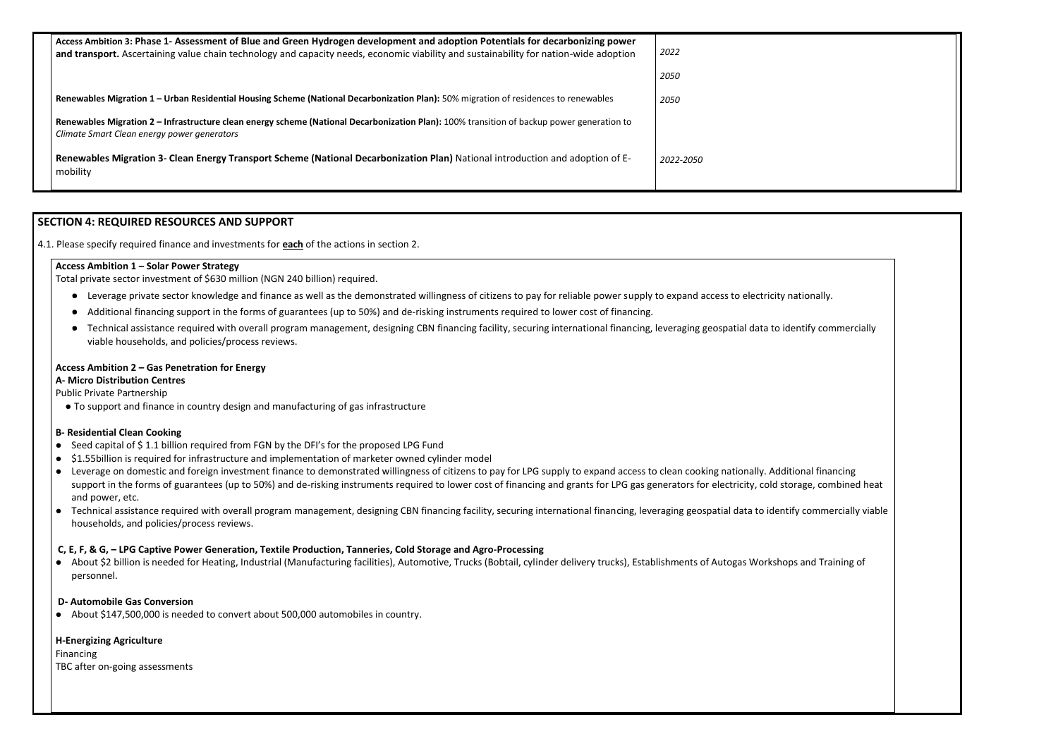| | |
|---|---|
| **Access Ambition 3: Phase 1- Assessment of Blue and Green Hydrogen development and adoption Potentials for decarbonizing power and transport.** Ascertaining value chain technology and capacity needs, economic viability and sustainability for nation-wide adoption | *2022*<br><br>*2050* |
| **Renewables Migration 1 – Urban Residential Housing Scheme (National Decarbonization Plan):** 50% migration of residences to renewables | *2050* |
| **Renewables Migration 2 – Infrastructure clean energy scheme (National Decarbonization Plan):** 100% transition of backup power generation to *Climate Smart Clean energy power generators* | |
| **Renewables Migration 3- Clean Energy Transport Scheme (National Decarbonization Plan)** National introduction and adoption of E-mobility | *2022-2050* |

## SECTION 4: REQUIRED RESOURCES AND SUPPORT

4.1. Please specify required finance and investments for **each** of the actions in section 2.

**Access Ambition 1 – Solar Power Strategy**

Total private sector investment of $630 million (NGN 240 billion) required.

- Leverage private sector knowledge and finance as well as the demonstrated willingness of citizens to pay for reliable power supply to expand access to electricity nationally.
- Additional financing support in the forms of guarantees (up to 50%) and de-risking instruments required to lower cost of financing.
- Technical assistance required with overall program management, designing CBN financing facility, securing international financing, leveraging geospatial data to identify commercially viable households, and policies/process reviews.

**Access Ambition 2 – Gas Penetration for Energy**

**A- Micro Distribution Centres**

Public Private Partnership

- To support and finance in country design and manufacturing of gas infrastructure

**B- Residential Clean Cooking**

- Seed capital of $ 1.1 billion required from FGN by the DFI's for the proposed LPG Fund
- $1.55billion is required for infrastructure and implementation of marketer owned cylinder model
- Leverage on domestic and foreign investment finance to demonstrated willingness of citizens to pay for LPG supply to expand access to clean cooking nationally. Additional financing support in the forms of guarantees (up to 50%) and de-risking instruments required to lower cost of financing and grants for LPG gas generators for electricity, cold storage, combined heat and power, etc.
- Technical assistance required with overall program management, designing CBN financing facility, securing international financing, leveraging geospatial data to identify commercially viable households, and policies/process reviews.

**C, E, F, & G, – LPG Captive Power Generation, Textile Production, Tanneries, Cold Storage and Agro-Processing**

- About $2 billion is needed for Heating, Industrial (Manufacturing facilities), Automotive, Trucks (Bobtail, cylinder delivery trucks), Establishments of Autogas Workshops and Training of personnel.

**D- Automobile Gas Conversion**

- About $147,500,000 is needed to convert about 500,000 automobiles in country.

**H-Energizing Agriculture**

Financing

TBC after on-going assessments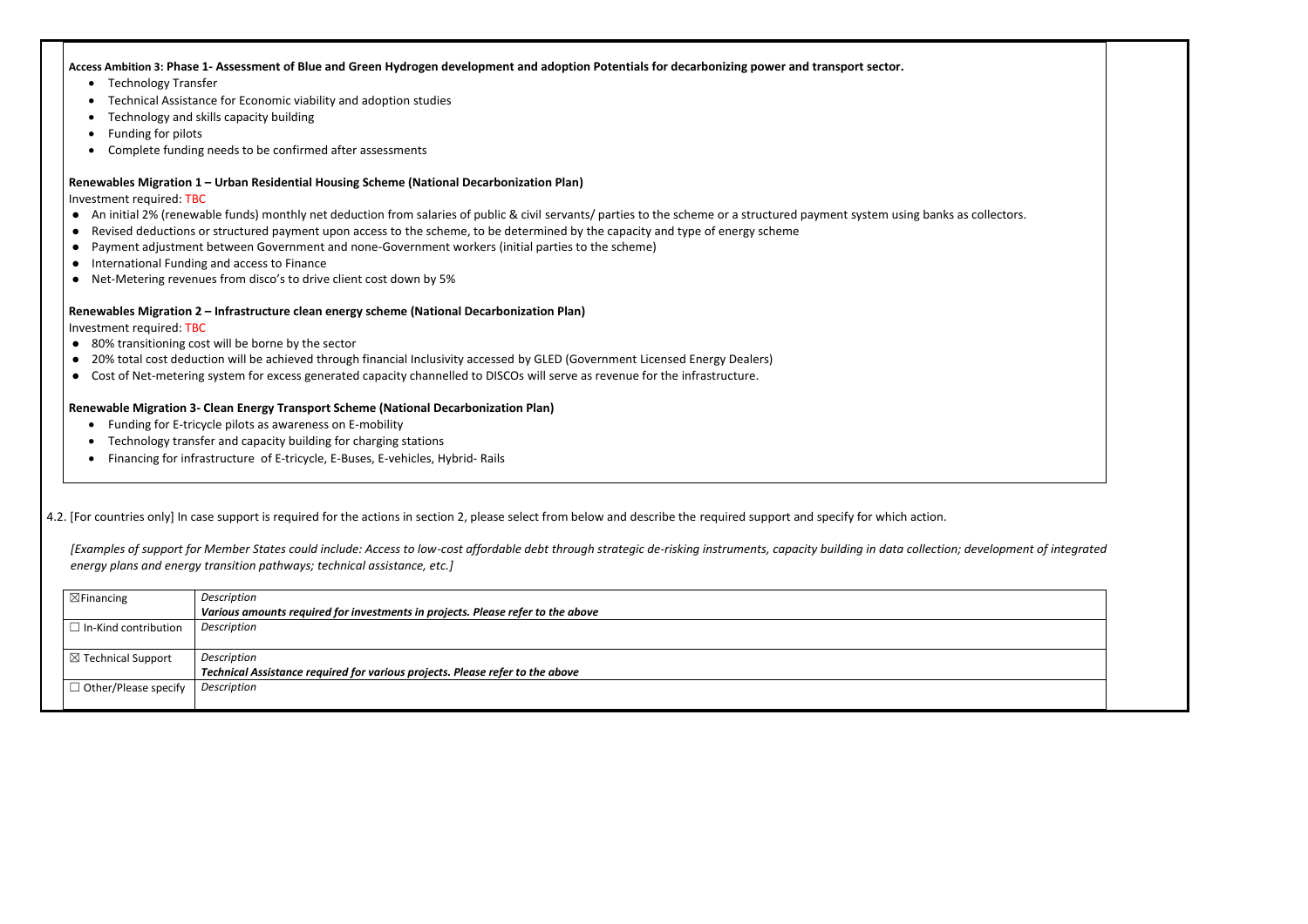**Access Ambition 3: Phase 1- Assessment of Blue and Green Hydrogen development and adoption Potentials for decarbonizing power and transport sector.**

- Technology Transfer
- Technical Assistance for Economic viability and adoption studies
- Technology and skills capacity building
- Funding for pilots
- Complete funding needs to be confirmed after assessments

**Renewables Migration 1 – Urban Residential Housing Scheme (National Decarbonization Plan)**

Investment required: TBC

- An initial 2% (renewable funds) monthly net deduction from salaries of public & civil servants/ parties to the scheme or a structured payment system using banks as collectors.
- Revised deductions or structured payment upon access to the scheme, to be determined by the capacity and type of energy scheme
- Payment adjustment between Government and none-Government workers (initial parties to the scheme)
- International Funding and access to Finance
- Net-Metering revenues from disco's to drive client cost down by 5%

**Renewables Migration 2 – Infrastructure clean energy scheme (National Decarbonization Plan)**

Investment required: TBC

- 80% transitioning cost will be borne by the sector
- 20% total cost deduction will be achieved through financial Inclusivity accessed by GLED (Government Licensed Energy Dealers)
- Cost of Net-metering system for excess generated capacity channelled to DISCOs will serve as revenue for the infrastructure.

**Renewable Migration 3- Clean Energy Transport Scheme (National Decarbonization Plan)**

- Funding for E-tricycle pilots as awareness on E-mobility
- Technology transfer and capacity building for charging stations
- Financing for infrastructure of E-tricycle, E-Buses, E-vehicles, Hybrid- Rails

4.2. [For countries only] In case support is required for the actions in section 2, please select from below and describe the required support and specify for which action.

*[Examples of support for Member States could include: Access to low-cost affordable debt through strategic de-risking instruments, capacity building in data collection; development of integrated energy plans and energy transition pathways; technical assistance, etc.]*

| Support | Description |
|---|---|
| ☒Financing | *Description*<br>***Various amounts required for investments in projects. Please refer to the above*** |
| ☐ In-Kind contribution | *Description* |
| ☒ Technical Support | *Description*<br>***Technical Assistance required for various projects. Please refer to the above*** |
| ☐ Other/Please specify | *Description* |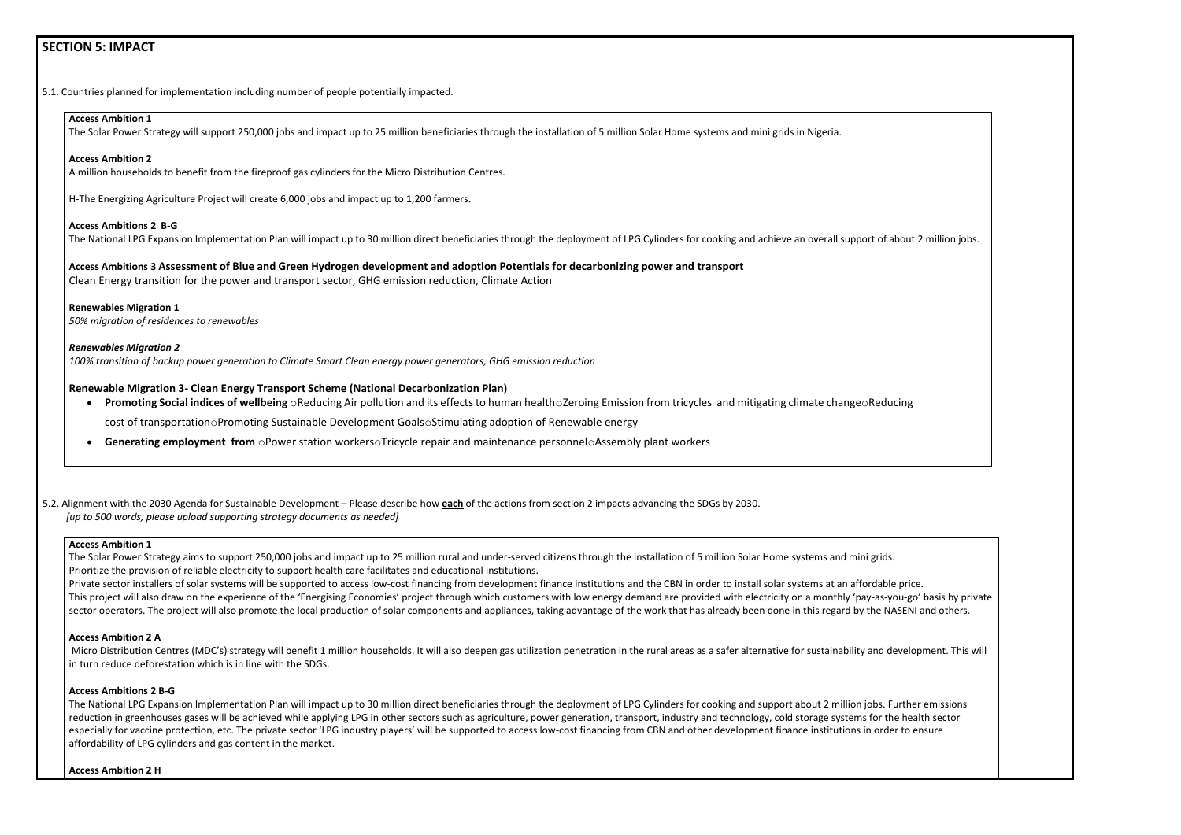## SECTION 5: IMPACT

5.1. Countries planned for implementation including number of people potentially impacted.

**Access Ambition 1**

The Solar Power Strategy will support 250,000 jobs and impact up to 25 million beneficiaries through the installation of 5 million Solar Home systems and mini grids in Nigeria.

**Access Ambition 2**

A million households to benefit from the fireproof gas cylinders for the Micro Distribution Centres.

H-The Energizing Agriculture Project will create 6,000 jobs and impact up to 1,200 farmers.

**Access Ambitions 2 B-G**

The National LPG Expansion Implementation Plan will impact up to 30 million direct beneficiaries through the deployment of LPG Cylinders for cooking and achieve an overall support of about 2 million jobs.

**Access Ambitions 3 Assessment of Blue and Green Hydrogen development and adoption Potentials for decarbonizing power and transport**

Clean Energy transition for the power and transport sector, GHG emission reduction, Climate Action

**Renewables Migration 1**

*50% migration of residences to renewables*

***Renewables Migration 2***

*100% transition of backup power generation to Climate Smart Clean energy power generators, GHG emission reduction*

**Renewable Migration 3- Clean Energy Transport Scheme (National Decarbonization Plan)**

- **Promoting Social indices of wellbeing** ○Reducing Air pollution and its effects to human health○Zeroing Emission from tricycles and mitigating climate change○Reducing cost of transportation○Promoting Sustainable Development Goals○Stimulating adoption of Renewable energy
- **Generating employment from** ○Power station workers○Tricycle repair and maintenance personnel○Assembly plant workers

5.2. Alignment with the 2030 Agenda for Sustainable Development – Please describe how **each** of the actions from section 2 impacts advancing the SDGs by 2030.
*[up to 500 words, please upload supporting strategy documents as needed]*

**Access Ambition 1**

The Solar Power Strategy aims to support 250,000 jobs and impact up to 25 million rural and under-served citizens through the installation of 5 million Solar Home systems and mini grids.

Prioritize the provision of reliable electricity to support health care facilitates and educational institutions.

Private sector installers of solar systems will be supported to access low-cost financing from development finance institutions and the CBN in order to install solar systems at an affordable price.

This project will also draw on the experience of the 'Energising Economies' project through which customers with low energy demand are provided with electricity on a monthly 'pay-as-you-go' basis by private sector operators. The project will also promote the local production of solar components and appliances, taking advantage of the work that has already been done in this regard by the NASENI and others.

**Access Ambition 2 A**

Micro Distribution Centres (MDC's) strategy will benefit 1 million households. It will also deepen gas utilization penetration in the rural areas as a safer alternative for sustainability and development. This will in turn reduce deforestation which is in line with the SDGs.

**Access Ambitions 2 B-G**

The National LPG Expansion Implementation Plan will impact up to 30 million direct beneficiaries through the deployment of LPG Cylinders for cooking and support about 2 million jobs. Further emissions reduction in greenhouses gases will be achieved while applying LPG in other sectors such as agriculture, power generation, transport, industry and technology, cold storage systems for the health sector especially for vaccine protection, etc. The private sector 'LPG industry players' will be supported to access low-cost financing from CBN and other development finance institutions in order to ensure affordability of LPG cylinders and gas content in the market.

**Access Ambition 2 H**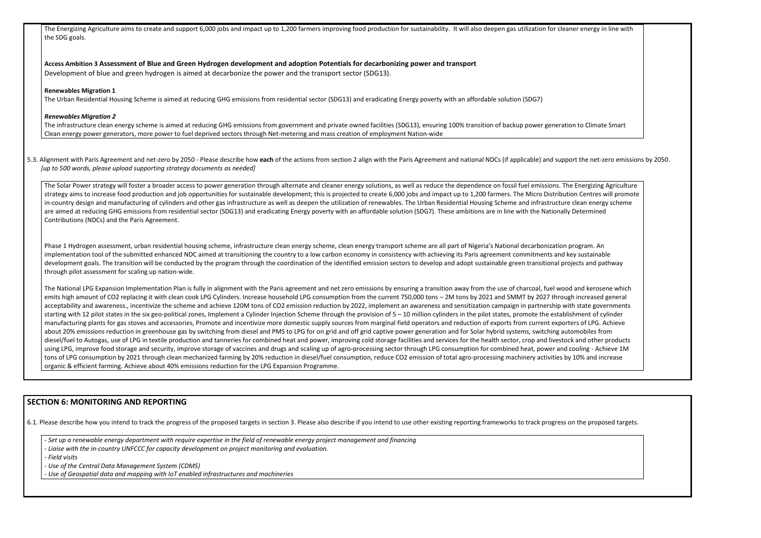The Energizing Agriculture aims to create and support 6,000 jobs and impact up to 1,200 farmers improving food production for sustainability. It will also deepen gas utilization for cleaner energy in line with the SDG goals.

**Access Ambition 3 Assessment of Blue and Green Hydrogen development and adoption Potentials for decarbonizing power and transport**
Development of blue and green hydrogen is aimed at decarbonize the power and the transport sector (SDG13).

**Renewables Migration 1**
The Urban Residential Housing Scheme is aimed at reducing GHG emissions from residential sector (SDG13) and eradicating Energy poverty with an affordable solution (SDG7)

***Renewables Migration 2***
The infrastructure clean energy scheme is aimed at reducing GHG emissions from government and private owned facilities (SDG13), ensuring 100% transition of backup power generation to Climate Smart Clean energy power generators, more power to fuel deprived sectors through Net-metering and mass creation of employment Nation-wide

5.3. Alignment with Paris Agreement and net-zero by 2050 - Please describe how **each** of the actions from section 2 align with the Paris Agreement and national NDCs (if applicable) and support the net-zero emissions by 2050.
*[up to 500 words, please upload supporting strategy documents as needed]*

The Solar Power strategy will foster a broader access to power generation through alternate and cleaner energy solutions, as well as reduce the dependence on fossil fuel emissions. The Energizing Agriculture strategy aims to increase food production and job opportunities for sustainable development; this is projected to create 6,000 jobs and impact up to 1,200 farmers. The Micro Distribution Centres will promote in-country design and manufacturing of cylinders and other gas infrastructure as well as deepen the utilization of renewables. The Urban Residential Housing Scheme and infrastructure clean energy scheme are aimed at reducing GHG emissions from residential sector (SDG13) and eradicating Energy poverty with an affordable solution (SDG7). These ambitions are in line with the Nationally Determined Contributions (NDCs) and the Paris Agreement.

Phase 1 Hydrogen assessment, urban residential housing scheme, infrastructure clean energy scheme, clean energy transport scheme are all part of Nigeria's National decarbonization program. An implementation tool of the submitted enhanced NDC aimed at transitioning the country to a low carbon economy in consistency with achieving its Paris agreement commitments and key sustainable development goals. The transition will be conducted by the program through the coordination of the identified emission sectors to develop and adopt sustainable green transitional projects and pathway through pilot assessment for scaling up nation-wide.

The National LPG Expansion Implementation Plan is fully in alignment with the Paris agreement and net zero emissions by ensuring a transition away from the use of charcoal, fuel wood and kerosene which emits high amount of CO2 replacing it with clean cook LPG Cylinders. Increase household LPG consumption from the current 750,000 tons – 2M tons by 2021 and 5MMT by 2027 through increased general acceptability and awareness., incentivize the scheme and achieve 120M tons of CO2 emission reduction by 2022, implement an awareness and sensitization campaign in partnership with state governments starting with 12 pilot states in the six geo-political zones, Implement a Cylinder Injection Scheme through the provision of 5 – 10 million cylinders in the pilot states, promote the establishment of cylinder manufacturing plants for gas stoves and accessories, Promote and incentivize more domestic supply sources from marginal field operators and reduction of exports from current exporters of LPG. Achieve about 20% emissions reduction in greenhouse gas by switching from diesel and PMS to LPG for on grid and off grid captive power generation and for Solar hybrid systems, switching automobiles from diesel/fuel to Autogas, use of LPG in textile production and tanneries for combined heat and power, improving cold storage facilities and services for the health sector, crop and livestock and other products using LPG, improve food storage and security, improve storage of vaccines and drugs and scaling up of agro-processing sector through LPG consumption for combined heat, power and cooling - Achieve 1M tons of LPG consumption by 2021 through clean mechanized farming by 20% reduction in diesel/fuel consumption, reduce CO2 emission of total agro-processing machinery activities by 10% and increase organic & efficient farming. Achieve about 40% emissions reduction for the LPG Expansion Programme.

## SECTION 6: MONITORING AND REPORTING

6.1. Please describe how you intend to track the progress of the proposed targets in section 3. Please also describe if you intend to use other existing reporting frameworks to track progress on the proposed targets.

- *Set up a renewable energy department with require expertise in the field of renewable energy project management and financing*
- *Liaise with the in-country UNFCCC for capacity development on project monitoring and evaluation.*
- *Field visits*
- *Use of the Central Data Management System (CDMS)*
- *Use of Geospatial data and mapping with IoT enabled infrastructures and machineries*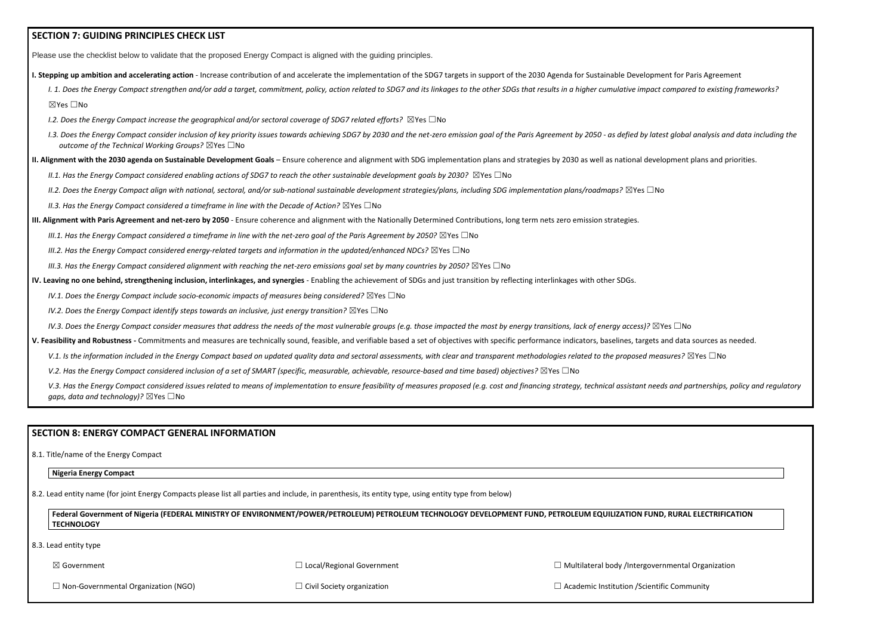## SECTION 7: GUIDING PRINCIPLES CHECK LIST

Please use the checklist below to validate that the proposed Energy Compact is aligned with the guiding principles.

**I. Stepping up ambition and accelerating action** - Increase contribution of and accelerate the implementation of the SDG7 targets in support of the 2030 Agenda for Sustainable Development for Paris Agreement

*I. 1. Does the Energy Compact strengthen and/or add a target, commitment, policy, action related to SDG7 and its linkages to the other SDGs that results in a higher cumulative impact compared to existing frameworks?*

☒Yes ☐No

*I.2. Does the Energy Compact increase the geographical and/or sectoral coverage of SDG7 related efforts?* ☒Yes ☐No

*I.3. Does the Energy Compact consider inclusion of key priority issues towards achieving SDG7 by 2030 and the net-zero emission goal of the Paris Agreement by 2050 - as defied by latest global analysis and data including the outcome of the Technical Working Groups?* ☒Yes ☐No

**II. Alignment with the 2030 agenda on Sustainable Development Goals** – Ensure coherence and alignment with SDG implementation plans and strategies by 2030 as well as national development plans and priorities.

*II.1. Has the Energy Compact considered enabling actions of SDG7 to reach the other sustainable development goals by 2030?* ☒Yes ☐No

*II.2. Does the Energy Compact align with national, sectoral, and/or sub-national sustainable development strategies/plans, including SDG implementation plans/roadmaps?* ☒Yes ☐No

*II.3. Has the Energy Compact considered a timeframe in line with the Decade of Action?* ☒Yes ☐No

**III. Alignment with Paris Agreement and net-zero by 2050** - Ensure coherence and alignment with the Nationally Determined Contributions, long term nets zero emission strategies.

*III.1. Has the Energy Compact considered a timeframe in line with the net-zero goal of the Paris Agreement by 2050?* ☒Yes ☐No

*III.2. Has the Energy Compact considered energy-related targets and information in the updated/enhanced NDCs?* ☒Yes ☐No

*III.3. Has the Energy Compact considered alignment with reaching the net-zero emissions goal set by many countries by 2050?* ☒Yes ☐No

**IV. Leaving no one behind, strengthening inclusion, interlinkages, and synergies** - Enabling the achievement of SDGs and just transition by reflecting interlinkages with other SDGs.

*IV.1. Does the Energy Compact include socio-economic impacts of measures being considered?* ☒Yes ☐No

*IV.2. Does the Energy Compact identify steps towards an inclusive, just energy transition?* ☒Yes ☐No

*IV.3. Does the Energy Compact consider measures that address the needs of the most vulnerable groups (e.g. those impacted the most by energy transitions, lack of energy access)?* ☒Yes ☐No

**V. Feasibility and Robustness -** Commitments and measures are technically sound, feasible, and verifiable based a set of objectives with specific performance indicators, baselines, targets and data sources as needed.

*V.1. Is the information included in the Energy Compact based on updated quality data and sectoral assessments, with clear and transparent methodologies related to the proposed measures?* ☒Yes ☐No

*V.2. Has the Energy Compact considered inclusion of a set of SMART (specific, measurable, achievable, resource-based and time based) objectives?* ☒Yes ☐No

*V.3. Has the Energy Compact considered issues related to means of implementation to ensure feasibility of measures proposed (e.g. cost and financing strategy, technical assistant needs and partnerships, policy and regulatory gaps, data and technology)?* ☒Yes ☐No

## SECTION 8: ENERGY COMPACT GENERAL INFORMATION

8.1. Title/name of the Energy Compact

**Nigeria Energy Compact**

8.2. Lead entity name (for joint Energy Compacts please list all parties and include, in parenthesis, its entity type, using entity type from below)

**Federal Government of Nigeria (FEDERAL MINISTRY OF ENVIRONMENT/POWER/PETROLEUM) PETROLEUM TECHNOLOGY DEVELOPMENT FUND, PETROLEUM EQUILIZATION FUND, RURAL ELECTRIFICATION TECHNOLOGY**

8.3. Lead entity type

☒ Government ☐ Local/Regional Government ☐ Multilateral body /Intergovernmental Organization

☐ Non-Governmental Organization (NGO) ☐ Civil Society organization ☐ Academic Institution /Scientific Community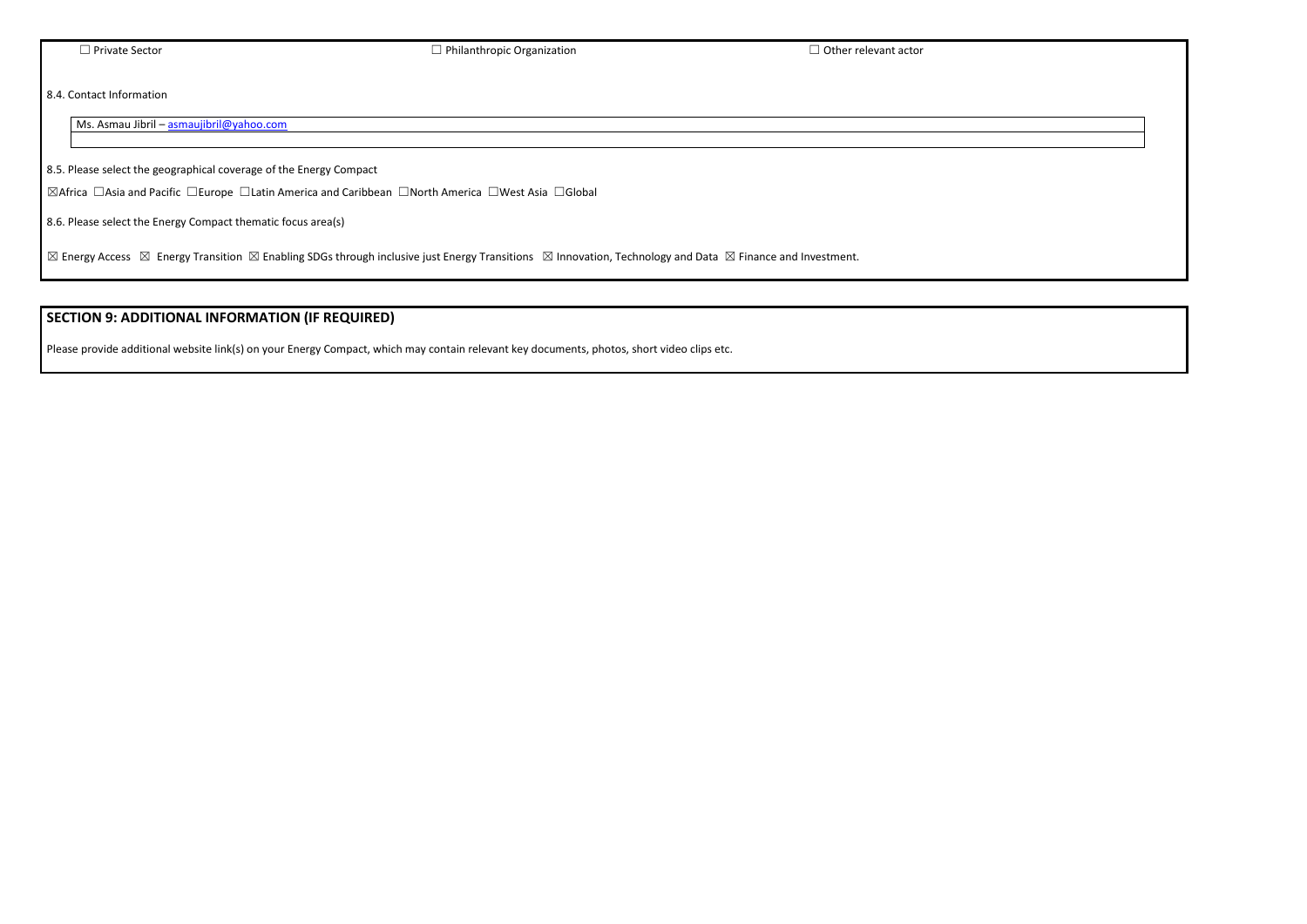☐ Private Sector ☐ Philanthropic Organization ☐ Other relevant actor

8.4. Contact Information

| |
|---|
| Ms. Asmau Jibril – asmaujibril@yahoo.com |
| |

8.5. Please select the geographical coverage of the Energy Compact

☒Africa ☐Asia and Pacific ☐Europe ☐Latin America and Caribbean ☐North America ☐West Asia ☐Global

8.6. Please select the Energy Compact thematic focus area(s)

☒ Energy Access ☒ Energy Transition ☒ Enabling SDGs through inclusive just Energy Transitions ☒ Innovation, Technology and Data ☒ Finance and Investment.

## SECTION 9: ADDITIONAL INFORMATION (IF REQUIRED)

Please provide additional website link(s) on your Energy Compact, which may contain relevant key documents, photos, short video clips etc.